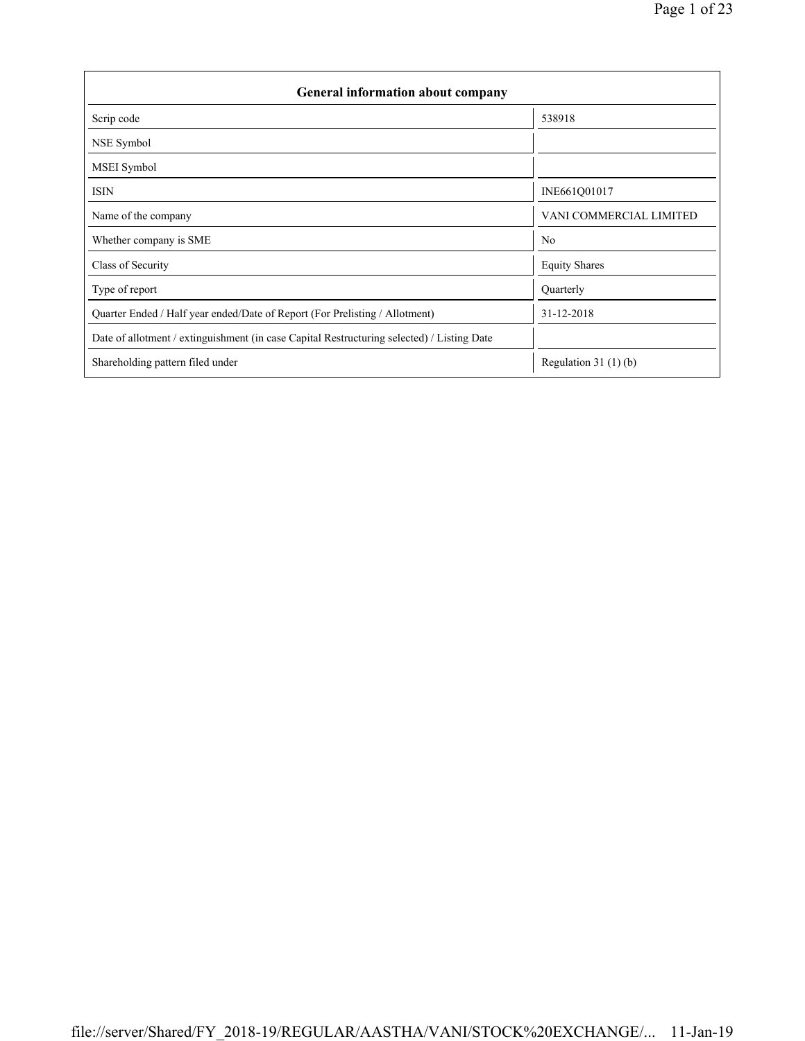| General information about company | |
|---|---|
| Scrip code | 538918 |
| NSE Symbol | |
| MSEI Symbol | |
| ISIN | INE661Q01017 |
| Name of the company | VANI COMMERCIAL LIMITED |
| Whether company is SME | No |
| Class of Security | Equity Shares |
| Type of report | Quarterly |
| Quarter Ended / Half year ended/Date of Report (For Prelisting / Allotment) | 31-12-2018 |
| Date of allotment / extinguishment (in case Capital Restructuring selected) / Listing Date | |
| Shareholding pattern filed under | Regulation 31 (1) (b) |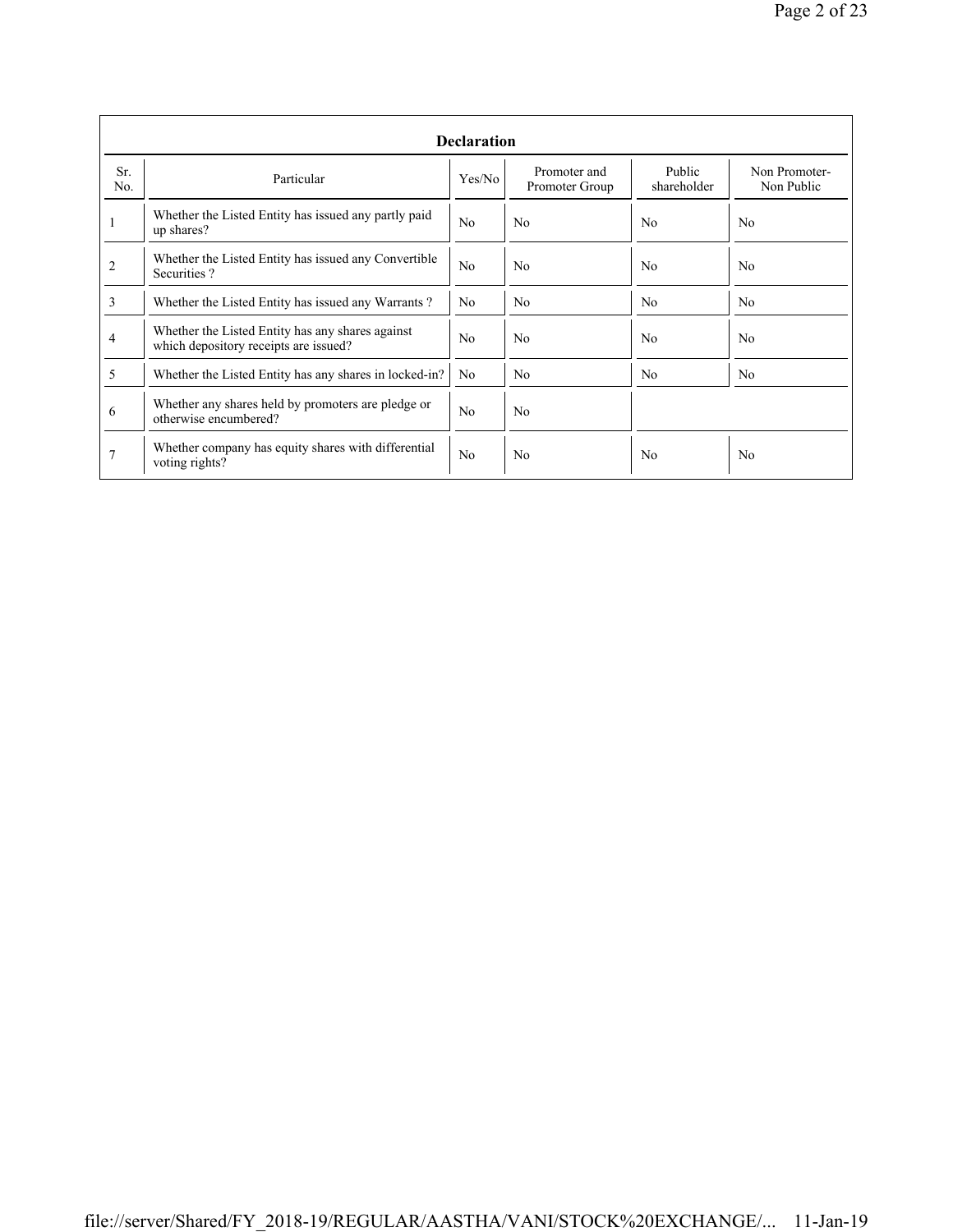## Declaration

| Sr. No. | Particular | Yes/No | Promoter and Promoter Group | Public shareholder | Non Promoter- Non Public |
|---|---|---|---|---|---|
| 1 | Whether the Listed Entity has issued any partly paid up shares? | No | No | No | No |
| 2 | Whether the Listed Entity has issued any Convertible Securities ? | No | No | No | No |
| 3 | Whether the Listed Entity has issued any Warrants ? | No | No | No | No |
| 4 | Whether the Listed Entity has any shares against which depository receipts are issued? | No | No | No | No |
| 5 | Whether the Listed Entity has any shares in locked-in? | No | No | No | No |
| 6 | Whether any shares held by promoters are pledge or otherwise encumbered? | No | No | | |
| 7 | Whether company has equity shares with differential voting rights? | No | No | No | No |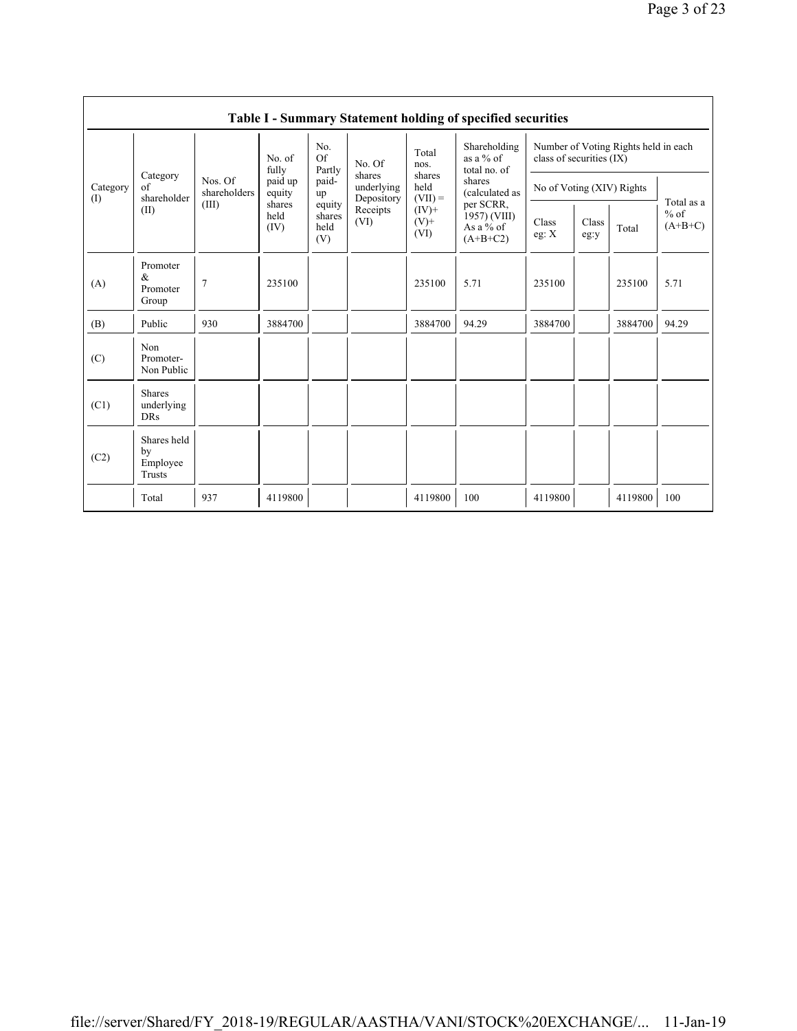## Table I - Summary Statement holding of specified securities

| Category (I) | Category of shareholder (II) | Nos. Of shareholders (III) | No. of fully paid up equity shares held (IV) | No. Of Partly paid-up equity shares held (V) | No. Of shares underlying Depository Receipts (VI) | Total nos. shares held (VII) = (IV)+ (V)+ (VI) | Shareholding as a % of total no. of shares (calculated as per SCRR, 1957) (VIII) As a % of (A+B+C2) | Number of Voting Rights held in each class of securities (IX) | | | |
|---|---|---|---|---|---|---|---|---|---|---|---|
| | | | | | | | | No of Voting (XIV) Rights | | | Total as a % of (A+B+C) |
| | | | | | | | | Class eg: X | Class eg:y | Total | |
| (A) | Promoter & Promoter Group | 7 | 235100 | | | 235100 | 5.71 | 235100 | | 235100 | 5.71 |
| (B) | Public | 930 | 3884700 | | | 3884700 | 94.29 | 3884700 | | 3884700 | 94.29 |
| (C) | Non Promoter- Non Public | | | | | | | | | | |
| (C1) | Shares underlying DRs | | | | | | | | | | |
| (C2) | Shares held by Employee Trusts | | | | | | | | | | |
| | Total | 937 | 4119800 | | | 4119800 | 100 | 4119800 | | 4119800 | 100 |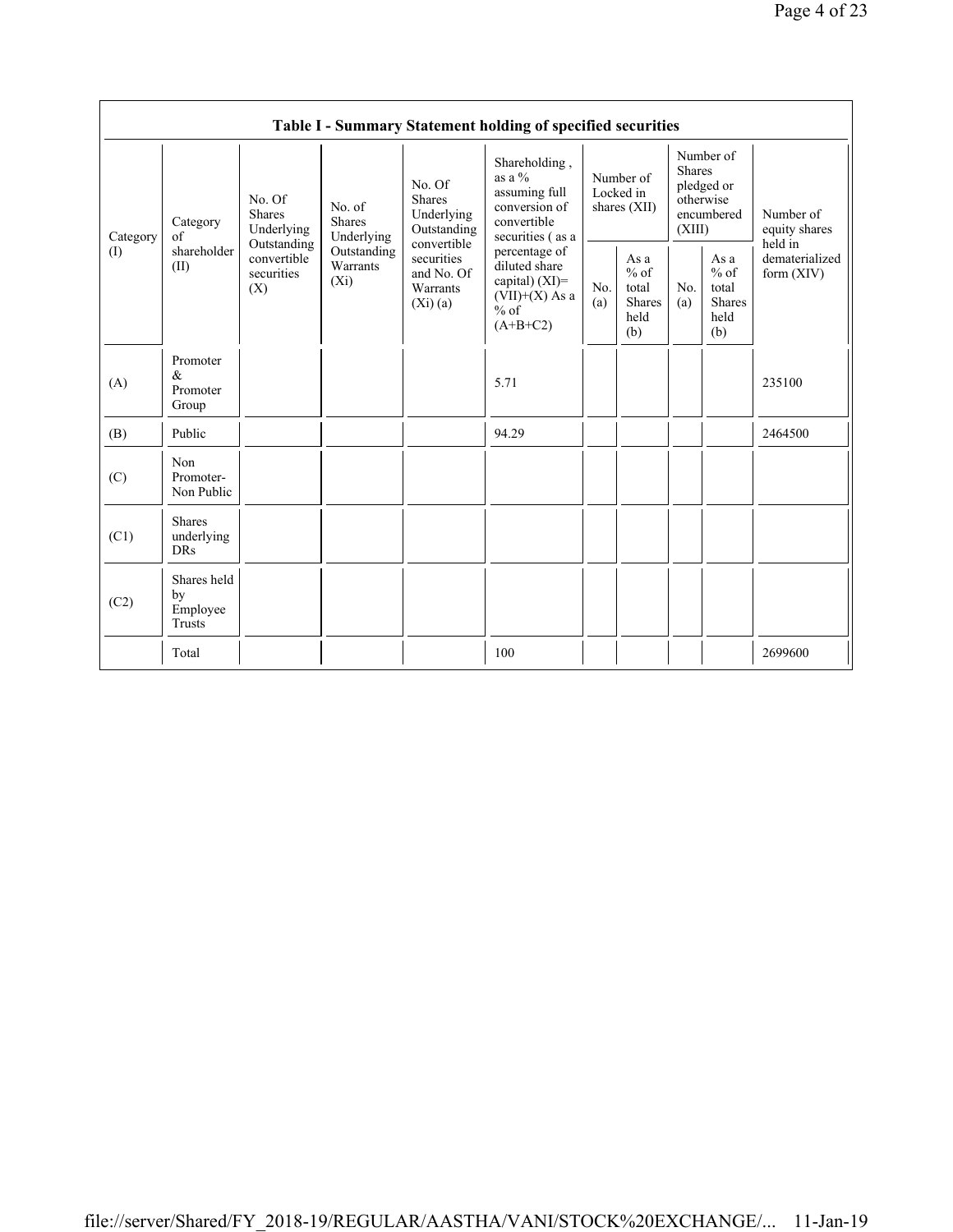| Table I - Summary Statement holding of specified securities | | | | | | | | | | | |
|---|---|---|---|---|---|---|---|---|---|---|---|
| Category (I) | Category of shareholder (II) | No. Of Shares Underlying Outstanding convertible securities (X) | No. of Shares Underlying Outstanding Warrants (Xi) | No. Of Shares Underlying Outstanding convertible securities and No. Of Warrants (Xi) (a) | Shareholding , as a % assuming full conversion of convertible securities ( as a percentage of diluted share capital) (XI)= (VII)+(X) As a % of (A+B+C2) | Number of Locked in shares (XII) | | Number of Shares pledged or otherwise encumbered (XIII) | | Number of equity shares held in dematerialized form (XIV) |
| | | | | | | No. (a) | As a % of total Shares held (b) | No. (a) | As a % of total Shares held (b) | |
| (A) | Promoter & Promoter Group | | | | 5.71 | | | | | 235100 |
| (B) | Public | | | | 94.29 | | | | | 2464500 |
| (C) | Non Promoter- Non Public | | | | | | | | | |
| (C1) | Shares underlying DRs | | | | | | | | | |
| (C2) | Shares held by Employee Trusts | | | | | | | | | |
| | Total | | | | 100 | | | | | 2699600 |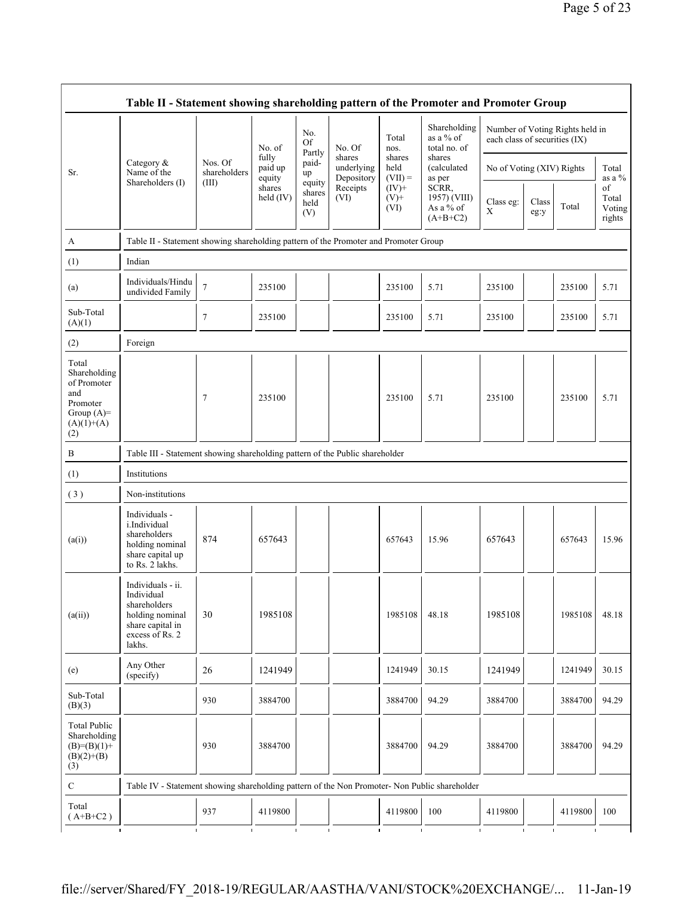| Sr. | Category & Name of the Shareholders (I) | Nos. Of shareholders (III) | No. of fully paid up equity shares held (IV) | No. Of Partly paid-up equity shares held (V) | No. Of shares underlying Depository Receipts (VI) | Total nos. shares held (VII) = (IV)+ (V)+ (VI) | Shareholding as a % of total no. of shares (calculated as per SCRR, 1957) (VIII) As a % of (A+B+C2) | Number of Voting Rights held in each class of securities (IX) | | | |
|---|---|---|---|---|---|---|---|---|---|---|---|
| | | | | | | | | No of Voting (XIV) Rights | | | Total as a % of Total Voting rights |
| | | | | | | | | Class eg: X | Class eg:y | Total | |
| **Table II - Statement showing shareholding pattern of the Promoter and Promoter Group** | | | | | | | | | | | |
| A | Table II - Statement showing shareholding pattern of the Promoter and Promoter Group | | | | | | | | | | |
| (1) | Indian | | | | | | | | | | |
| (a) | Individuals/Hindu undivided Family | 7 | 235100 | | | 235100 | 5.71 | 235100 | | 235100 | 5.71 |
| Sub-Total (A)(1) | | 7 | 235100 | | | 235100 | 5.71 | 235100 | | 235100 | 5.71 |
| (2) | Foreign | | | | | | | | | | |
| Total Shareholding of Promoter and Promoter Group (A)= (A)(1)+(A)(2) | | 7 | 235100 | | | 235100 | 5.71 | 235100 | | 235100 | 5.71 |
| B | Table III - Statement showing shareholding pattern of the Public shareholder | | | | | | | | | | |
| (1) | Institutions | | | | | | | | | | |
| (3) | Non-institutions | | | | | | | | | | |
| (a(i)) | Individuals - i.Individual shareholders holding nominal share capital up to Rs. 2 lakhs. | 874 | 657643 | | | 657643 | 15.96 | 657643 | | 657643 | 15.96 |
| (a(ii)) | Individuals - ii. Individual shareholders holding nominal share capital in excess of Rs. 2 lakhs. | 30 | 1985108 | | | 1985108 | 48.18 | 1985108 | | 1985108 | 48.18 |
| (e) | Any Other (specify) | 26 | 1241949 | | | 1241949 | 30.15 | 1241949 | | 1241949 | 30.15 |
| Sub-Total (B)(3) | | 930 | 3884700 | | | 3884700 | 94.29 | 3884700 | | 3884700 | 94.29 |
| Total Public Shareholding (B)=(B)(1)+(B)(2)+(B)(3) | | 930 | 3884700 | | | 3884700 | 94.29 | 3884700 | | 3884700 | 94.29 |
| C | Table IV - Statement showing shareholding pattern of the Non Promoter- Non Public shareholder | | | | | | | | | | |
| Total ( A+B+C2 ) | | 937 | 4119800 | | | 4119800 | 100 | 4119800 | | 4119800 | 100 |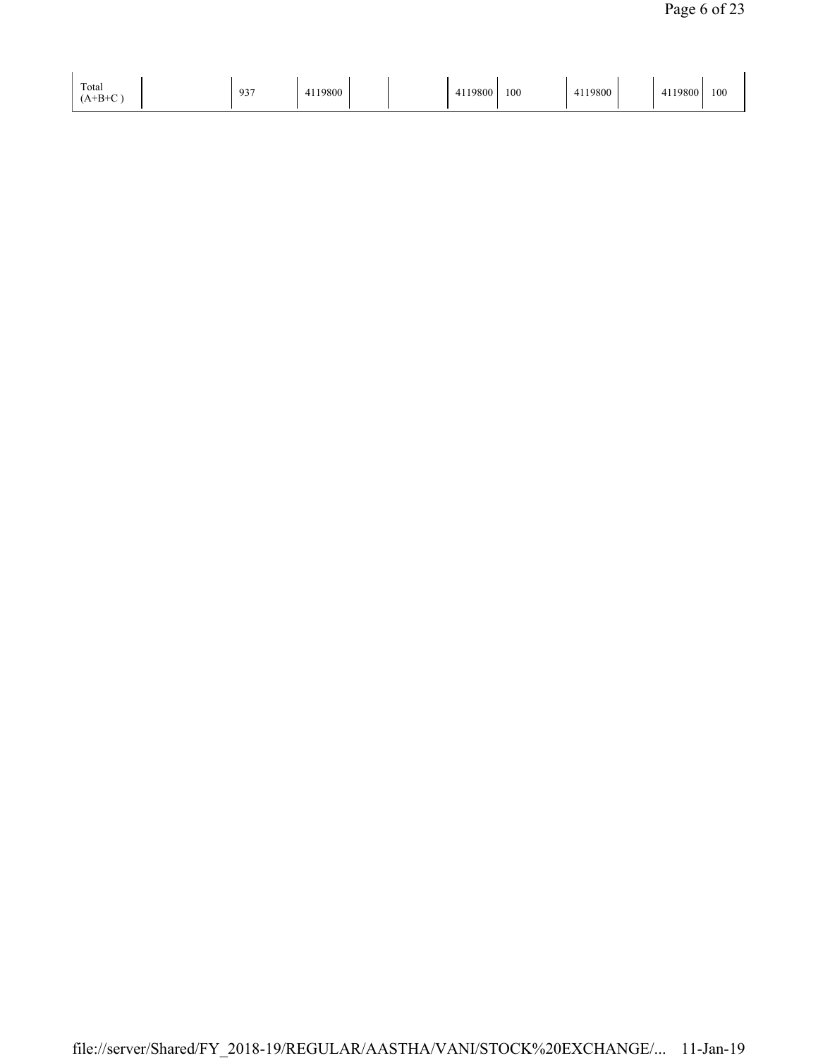| Total (A+B+C ) | | 937 | 4119800 | | | 4119800 | 100 | 4119800 | | 4119800 | 100 |
|---|---|---|---|---|---|---|---|---|---|---|---|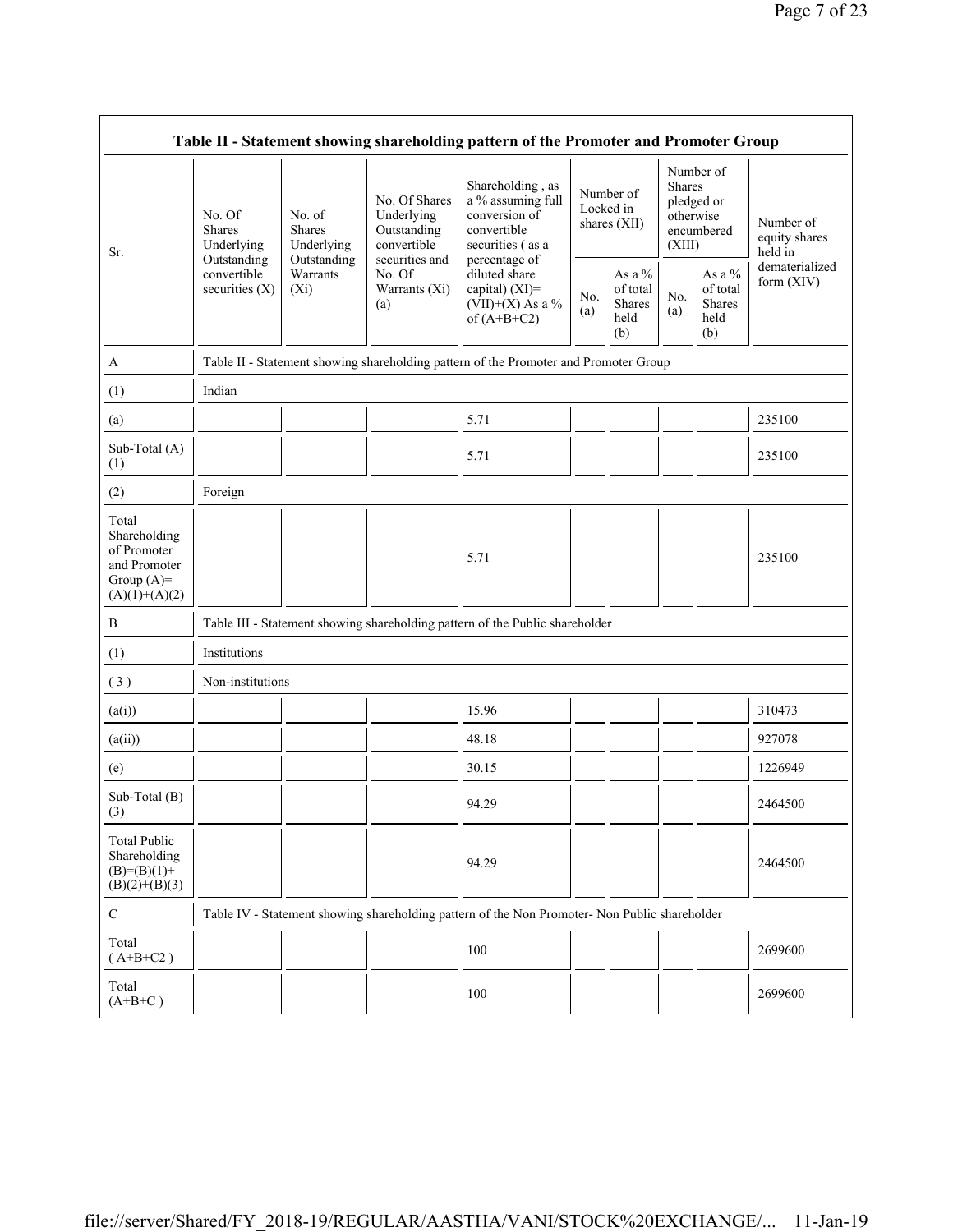| Table II - Statement showing shareholding pattern of the Promoter and Promoter Group | | | | | | | | | |
|---|---|---|---|---|---|---|---|---|---|
| Sr. | No. Of Shares Underlying Outstanding convertible securities (X) | No. of Shares Underlying Outstanding Warrants (Xi) | No. Of Shares Underlying Outstanding convertible securities and No. Of Warrants (Xi) (a) | Shareholding , as a % assuming full conversion of convertible securities ( as a percentage of diluted share capital) (XI)= (VII)+(X) As a % of (A+B+C2) | Number of Locked in shares (XII) | | Number of Shares pledged or otherwise encumbered (XIII) | | Number of equity shares held in dematerialized form (XIV) |
| | | | | | No. (a) | As a % of total Shares held (b) | No. (a) | As a % of total Shares held (b) | |
| A | Table II - Statement showing shareholding pattern of the Promoter and Promoter Group | | | | | | | | |
| (1) | Indian | | | | | | | | |
| (a) | | | | 5.71 | | | | | 235100 |
| Sub-Total (A) (1) | | | | 5.71 | | | | | 235100 |
| (2) | Foreign | | | | | | | | |
| Total Shareholding of Promoter and Promoter Group (A)= (A)(1)+(A)(2) | | | | 5.71 | | | | | 235100 |
| B | Table III - Statement showing shareholding pattern of the Public shareholder | | | | | | | | |
| (1) | Institutions | | | | | | | | |
| ( 3 ) | Non-institutions | | | | | | | | |
| (a(i)) | | | | 15.96 | | | | | 310473 |
| (a(ii)) | | | | 48.18 | | | | | 927078 |
| (e) | | | | 30.15 | | | | | 1226949 |
| Sub-Total (B) (3) | | | | 94.29 | | | | | 2464500 |
| Total Public Shareholding (B)=(B)(1)+ (B)(2)+(B)(3) | | | | 94.29 | | | | | 2464500 |
| C | Table IV - Statement showing shareholding pattern of the Non Promoter- Non Public shareholder | | | | | | | | |
| Total ( A+B+C2 ) | | | | 100 | | | | | 2699600 |
| Total (A+B+C ) | | | | 100 | | | | | 2699600 |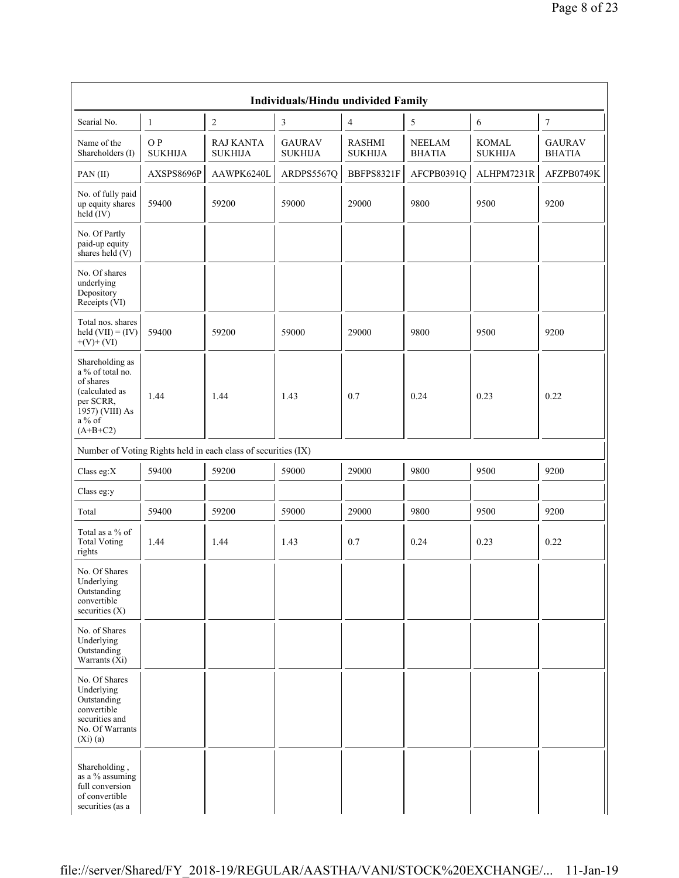| Individuals/Hindu undivided Family | | | | | | | |
|---|---|---|---|---|---|---|---|
| Searial No. | 1 | 2 | 3 | 4 | 5 | 6 | 7 |
| Name of the Shareholders (I) | O P SUKHIJA | RAJ KANTA SUKHIJA | GAURAV SUKHIJA | RASHMI SUKHIJA | NEELAM BHATIA | KOMAL SUKHIJA | GAURAV BHATIA |
| PAN (II) | AXSPS8696P | AAWPK6240L | ARDPS5567Q | BBFPS8321F | AFCPB0391Q | ALHPM7231R | AFZPB0749K |
| No. of fully paid up equity shares held (IV) | 59400 | 59200 | 59000 | 29000 | 9800 | 9500 | 9200 |
| No. Of Partly paid-up equity shares held (V) | | | | | | | |
| No. Of shares underlying Depository Receipts (VI) | | | | | | | |
| Total nos. shares held (VII) = (IV)+(V)+ (VI) | 59400 | 59200 | 59000 | 29000 | 9800 | 9500 | 9200 |
| Shareholding as a % of total no. of shares (calculated as per SCRR, 1957) (VIII) As a % of (A+B+C2) | 1.44 | 1.44 | 1.43 | 0.7 | 0.24 | 0.23 | 0.22 |
| Number of Voting Rights held in each class of securities (IX) | | | | | | | |
| Class eg:X | 59400 | 59200 | 59000 | 29000 | 9800 | 9500 | 9200 |
| Class eg:y | | | | | | | |
| Total | 59400 | 59200 | 59000 | 29000 | 9800 | 9500 | 9200 |
| Total as a % of Total Voting rights | 1.44 | 1.44 | 1.43 | 0.7 | 0.24 | 0.23 | 0.22 |
| No. Of Shares Underlying Outstanding convertible securities (X) | | | | | | | |
| No. of Shares Underlying Outstanding Warrants (Xi) | | | | | | | |
| No. Of Shares Underlying Outstanding convertible securities and No. Of Warrants (Xi) (a) | | | | | | | |
| Shareholding , as a % assuming full conversion of convertible securities (as a | | | | | | | |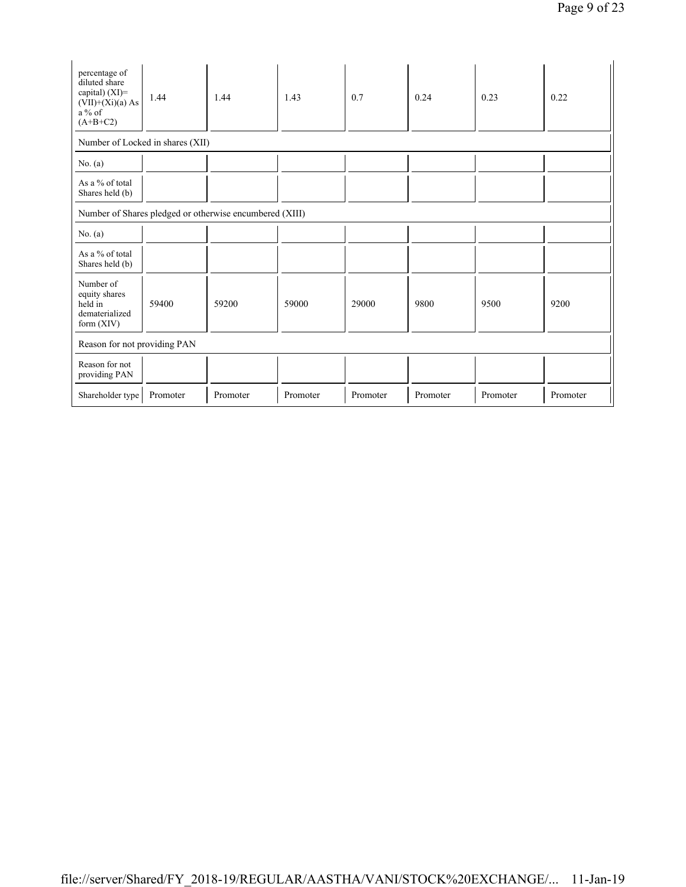| percentage of diluted share capital) (XI)= (VII)+(Xi)(a) As a % of (A+B+C2) | 1.44 | 1.44 | 1.43 | 0.7 | 0.24 | 0.23 | 0.22 |
|---|---|---|---|---|---|---|---|
| Number of Locked in shares (XII) | | | | | | | |
| No. (a) | | | | | | | |
| As a % of total Shares held (b) | | | | | | | |
| Number of Shares pledged or otherwise encumbered (XIII) | | | | | | | |
| No. (a) | | | | | | | |
| As a % of total Shares held (b) | | | | | | | |
| Number of equity shares held in dematerialized form (XIV) | 59400 | 59200 | 59000 | 29000 | 9800 | 9500 | 9200 |
| Reason for not providing PAN | | | | | | | |
| Reason for not providing PAN | | | | | | | |
| Shareholder type | Promoter | Promoter | Promoter | Promoter | Promoter | Promoter | Promoter |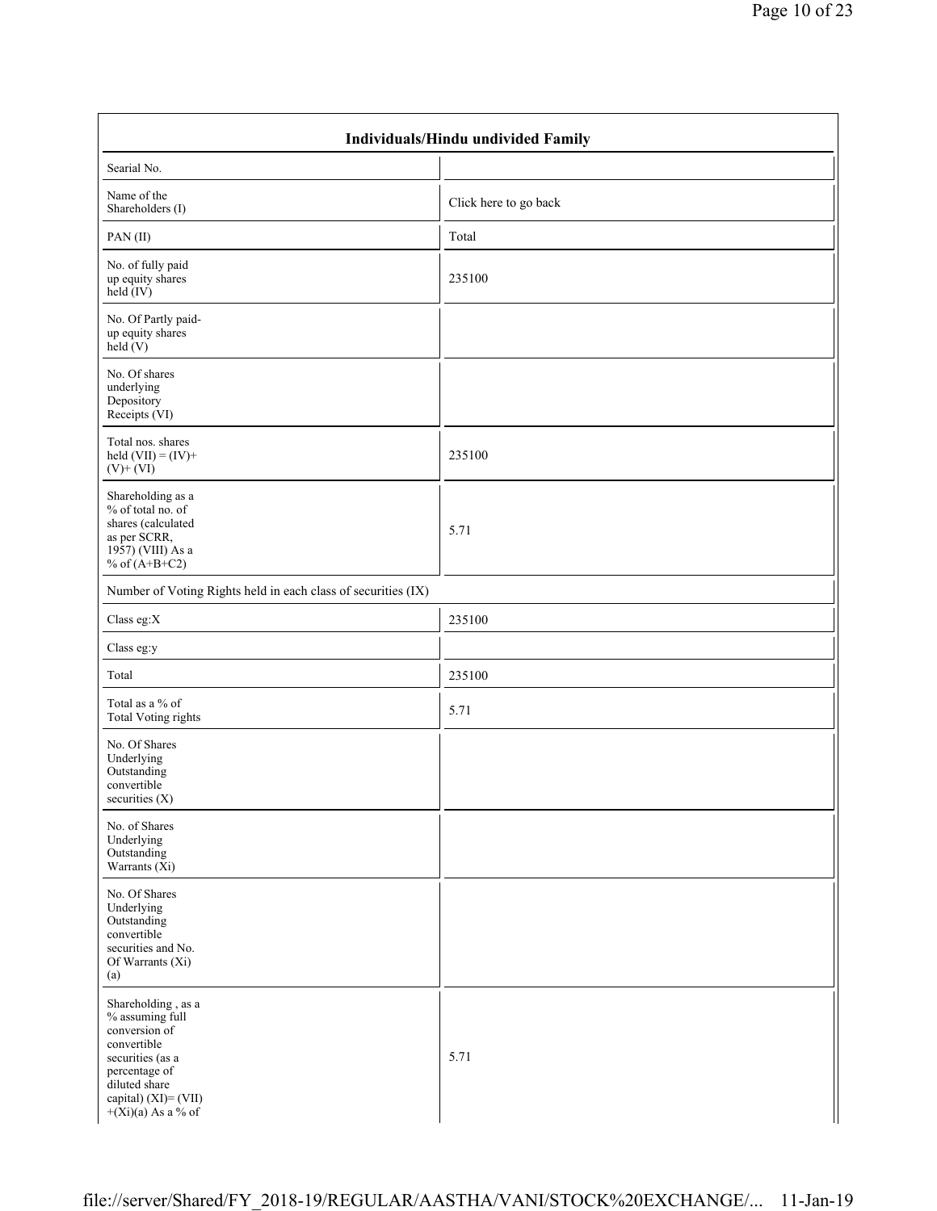| Individuals/Hindu undivided Family | |
| --- | --- |
| Searial No. | |
| Name of the Shareholders (I) | Click here to go back |
| PAN (II) | Total |
| No. of fully paid up equity shares held (IV) | 235100 |
| No. Of Partly paid-up equity shares held (V) | |
| No. Of shares underlying Depository Receipts (VI) | |
| Total nos. shares held (VII) = (IV)+ (V)+ (VI) | 235100 |
| Shareholding as a % of total no. of shares (calculated as per SCRR, 1957) (VIII) As a % of (A+B+C2) | 5.71 |
| Number of Voting Rights held in each class of securities (IX) | |
| Class eg:X | 235100 |
| Class eg:y | |
| Total | 235100 |
| Total as a % of Total Voting rights | 5.71 |
| No. Of Shares Underlying Outstanding convertible securities (X) | |
| No. of Shares Underlying Outstanding Warrants (Xi) | |
| No. Of Shares Underlying Outstanding convertible securities and No. Of Warrants (Xi) (a) | |
| Shareholding , as a % assuming full conversion of convertible securities (as a percentage of diluted share capital) (XI)= (VII) +(Xi)(a) As a % of | 5.71 |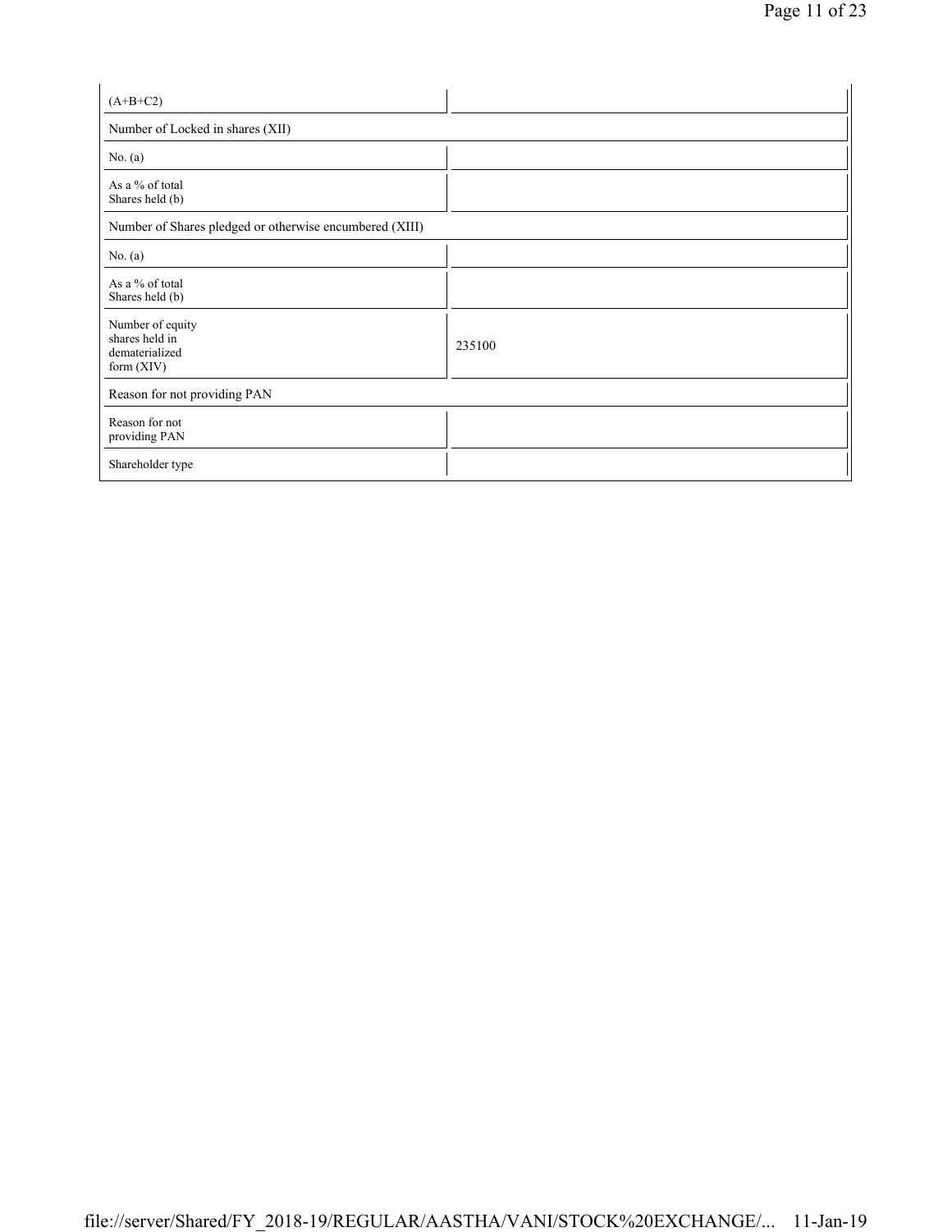| (A+B+C2) | |
|---|---|
| Number of Locked in shares (XII) | |
| No. (a) | |
| As a % of total Shares held (b) | |
| Number of Shares pledged or otherwise encumbered (XIII) | |
| No. (a) | |
| As a % of total Shares held (b) | |
| Number of equity shares held in dematerialized form (XIV) | 235100 |
| Reason for not providing PAN | |
| Reason for not providing PAN | |
| Shareholder type | |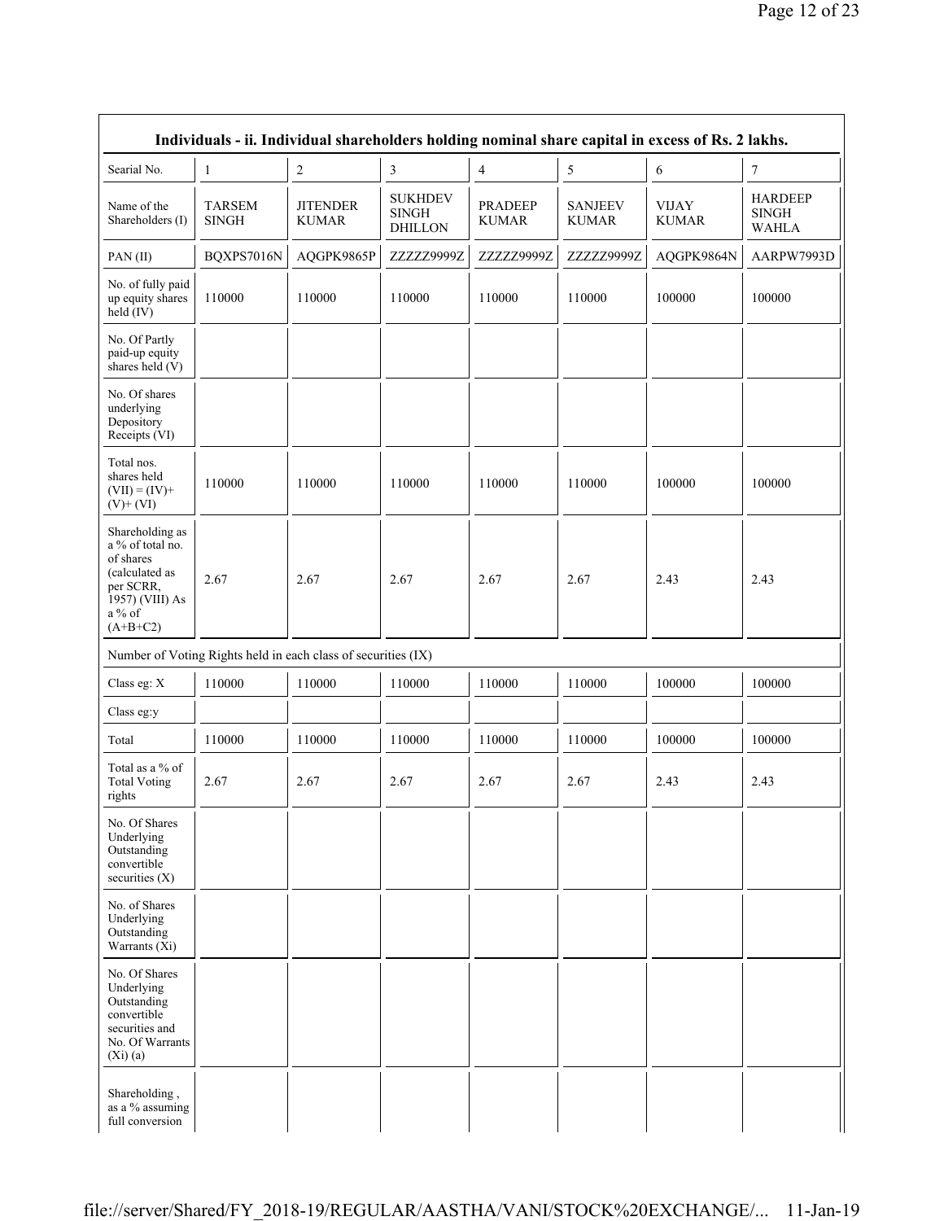| Individuals - ii. Individual shareholders holding nominal share capital in excess of Rs. 2 lakhs. | | | | | | | |
|---|---|---|---|---|---|---|---|
| Searial No. | 1 | 2 | 3 | 4 | 5 | 6 | 7 |
| Name of the Shareholders (I) | TARSEM SINGH | JITENDER KUMAR | SUKHDEV SINGH DHILLON | PRADEEP KUMAR | SANJEEV KUMAR | VIJAY KUMAR | HARDEEP SINGH WAHLA |
| PAN (II) | BQXPS7016N | AQGPK9865P | ZZZZZ9999Z | ZZZZZ9999Z | ZZZZZ9999Z | AQGPK9864N | AARPW7993D |
| No. of fully paid up equity shares held (IV) | 110000 | 110000 | 110000 | 110000 | 110000 | 100000 | 100000 |
| No. Of Partly paid-up equity shares held (V) | | | | | | | |
| No. Of shares underlying Depository Receipts (VI) | | | | | | | |
| Total nos. shares held (VII) = (IV)+ (V)+ (VI) | 110000 | 110000 | 110000 | 110000 | 110000 | 100000 | 100000 |
| Shareholding as a % of total no. of shares (calculated as per SCRR, 1957) (VIII) As a % of (A+B+C2) | 2.67 | 2.67 | 2.67 | 2.67 | 2.67 | 2.43 | 2.43 |
| Number of Voting Rights held in each class of securities (IX) | | | | | | | |
| Class eg: X | 110000 | 110000 | 110000 | 110000 | 110000 | 100000 | 100000 |
| Class eg:y | | | | | | | |
| Total | 110000 | 110000 | 110000 | 110000 | 110000 | 100000 | 100000 |
| Total as a % of Total Voting rights | 2.67 | 2.67 | 2.67 | 2.67 | 2.67 | 2.43 | 2.43 |
| No. Of Shares Underlying Outstanding convertible securities (X) | | | | | | | |
| No. of Shares Underlying Outstanding Warrants (Xi) | | | | | | | |
| No. Of Shares Underlying Outstanding convertible securities and No. Of Warrants (Xi) (a) | | | | | | | |
| Shareholding , as a % assuming full conversion | | | | | | | |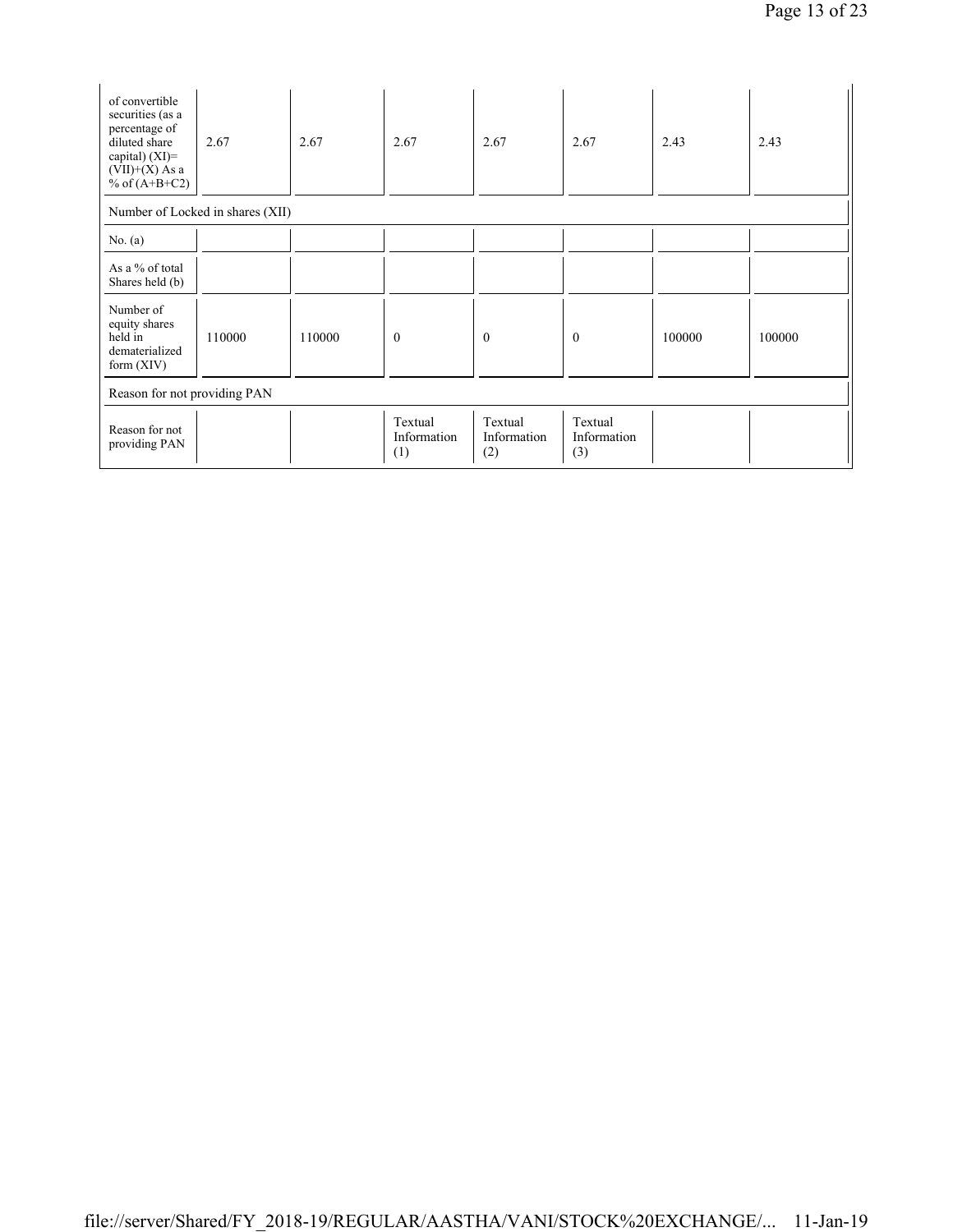| of convertible securities (as a percentage of diluted share capital) (XI)= (VII)+(X) As a % of (A+B+C2) | 2.67 | 2.67 | 2.67 | 2.67 | 2.67 | 2.43 | 2.43 |
|---|---|---|---|---|---|---|---|
| Number of Locked in shares (XII) | | | | | | | |
| No. (a) | | | | | | | |
| As a % of total Shares held (b) | | | | | | | |
| Number of equity shares held in dematerialized form (XIV) | 110000 | 110000 | 0 | 0 | 0 | 100000 | 100000 |
| Reason for not providing PAN | | | | | | | |
| Reason for not providing PAN | | | Textual Information (1) | Textual Information (2) | Textual Information (3) | | |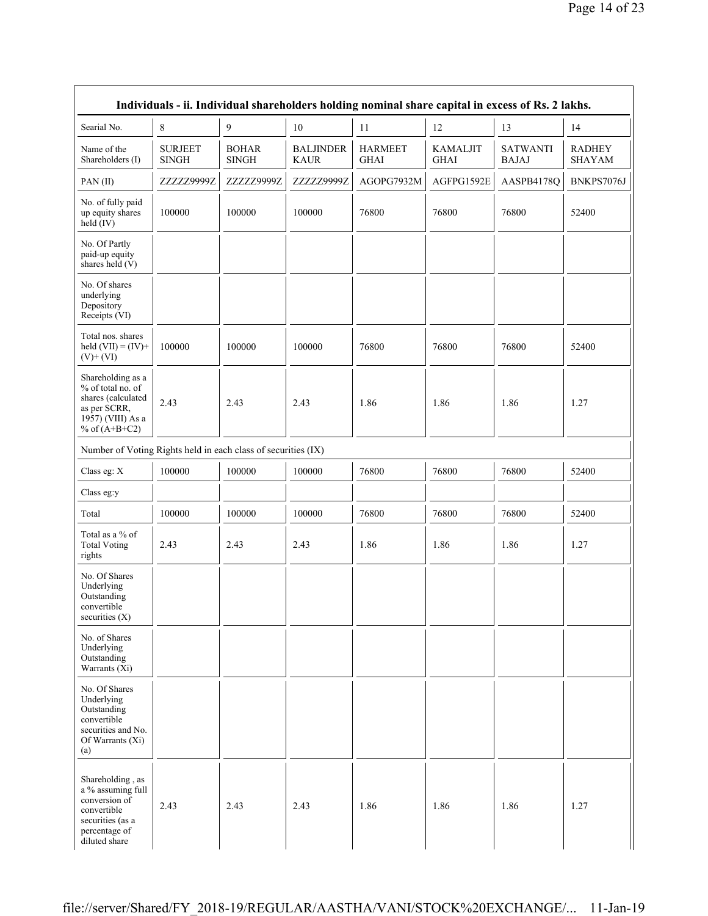| Individuals - ii. Individual shareholders holding nominal share capital in excess of Rs. 2 lakhs. | | | | | | | |
|---|---|---|---|---|---|---|---|
| Searial No. | 8 | 9 | 10 | 11 | 12 | 13 | 14 |
| Name of the Shareholders (I) | SURJEET SINGH | BOHAR SINGH | BALJINDER KAUR | HARMEET GHAI | KAMALJIT GHAI | SATWANTI BAJAJ | RADHEY SHAYAM |
| PAN (II) | ZZZZZ9999Z | ZZZZZ9999Z | ZZZZZ9999Z | AGOPG7932M | AGFPG1592E | AASPB4178Q | BNKPS7076J |
| No. of fully paid up equity shares held (IV) | 100000 | 100000 | 100000 | 76800 | 76800 | 76800 | 52400 |
| No. Of Partly paid-up equity shares held (V) | | | | | | | |
| No. Of shares underlying Depository Receipts (VI) | | | | | | | |
| Total nos. shares held (VII) = (IV)+ (V)+ (VI) | 100000 | 100000 | 100000 | 76800 | 76800 | 76800 | 52400 |
| Shareholding as a % of total no. of shares (calculated as per SCRR, 1957) (VIII) As a % of (A+B+C2) | 2.43 | 2.43 | 2.43 | 1.86 | 1.86 | 1.86 | 1.27 |
| Number of Voting Rights held in each class of securities (IX) | | | | | | | |
| Class eg: X | 100000 | 100000 | 100000 | 76800 | 76800 | 76800 | 52400 |
| Class eg:y | | | | | | | |
| Total | 100000 | 100000 | 100000 | 76800 | 76800 | 76800 | 52400 |
| Total as a % of Total Voting rights | 2.43 | 2.43 | 2.43 | 1.86 | 1.86 | 1.86 | 1.27 |
| No. Of Shares Underlying Outstanding convertible securities (X) | | | | | | | |
| No. of Shares Underlying Outstanding Warrants (Xi) | | | | | | | |
| No. Of Shares Underlying Outstanding convertible securities and No. Of Warrants (Xi) (a) | | | | | | | |
| Shareholding , as a % assuming full conversion of convertible securities (as a percentage of diluted share | 2.43 | 2.43 | 2.43 | 1.86 | 1.86 | 1.86 | 1.27 |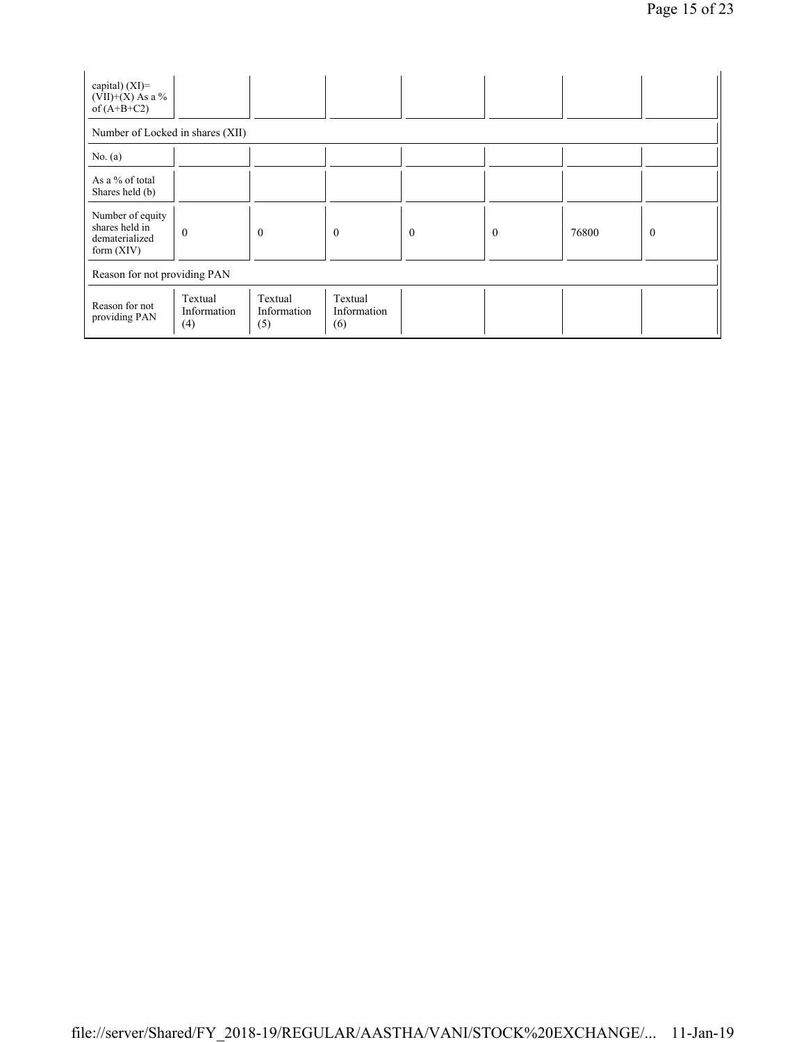| capital) (XI)= (VII)+(X) As a % of (A+B+C2) | | | | | | | |
|---|---|---|---|---|---|---|---|
| Number of Locked in shares (XII) | | | | | | | |
| No. (a) | | | | | | | |
| As a % of total Shares held (b) | | | | | | | |
| Number of equity shares held in dematerialized form (XIV) | 0 | 0 | 0 | 0 | 0 | 76800 | 0 |
| Reason for not providing PAN | | | | | | | |
| Reason for not providing PAN | Textual Information (4) | Textual Information (5) | Textual Information (6) | | | | |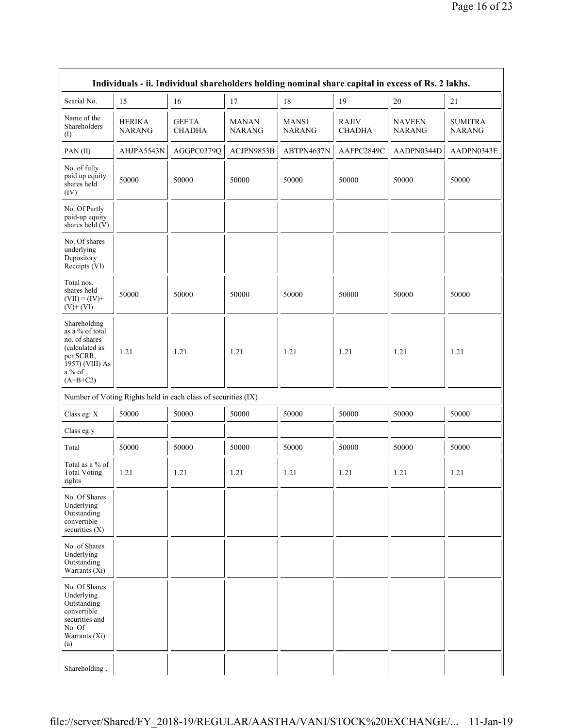| Individuals - ii. Individual shareholders holding nominal share capital in excess of Rs. 2 lakhs. | | | | | | | |
|---|---|---|---|---|---|---|---|
| Searial No. | 15 | 16 | 17 | 18 | 19 | 20 | 21 |
| Name of the Shareholders (I) | HERIKA NARANG | GEETA CHADHA | MANAN NARANG | MANSI NARANG | RAJIV CHADHA | NAVEEN NARANG | SUMITRA NARANG |
| PAN (II) | AHJPA5543N | AGGPC0379Q | ACJPN9853B | ABTPN4637N | AAFPC2849C | AADPN0344D | AADPN0343E |
| No. of fully paid up equity shares held (IV) | 50000 | 50000 | 50000 | 50000 | 50000 | 50000 | 50000 |
| No. Of Partly paid-up equity shares held (V) | | | | | | | |
| No. Of shares underlying Depository Receipts (VI) | | | | | | | |
| Total nos. shares held (VII) = (IV)+ (V)+ (VI) | 50000 | 50000 | 50000 | 50000 | 50000 | 50000 | 50000 |
| Shareholding as a % of total no. of shares (calculated as per SCRR, 1957) (VIII) As a % of (A+B+C2) | 1.21 | 1.21 | 1.21 | 1.21 | 1.21 | 1.21 | 1.21 |
| Number of Voting Rights held in each class of securities (IX) | | | | | | | |
| Class eg: X | 50000 | 50000 | 50000 | 50000 | 50000 | 50000 | 50000 |
| Class eg:y | | | | | | | |
| Total | 50000 | 50000 | 50000 | 50000 | 50000 | 50000 | 50000 |
| Total as a % of Total Voting rights | 1.21 | 1.21 | 1.21 | 1.21 | 1.21 | 1.21 | 1.21 |
| No. Of Shares Underlying Outstanding convertible securities (X) | | | | | | | |
| No. of Shares Underlying Outstanding Warrants (Xi) | | | | | | | |
| No. Of Shares Underlying Outstanding convertible securities and No. Of Warrants (Xi) (a) | | | | | | | |
| Shareholding , | | | | | | | |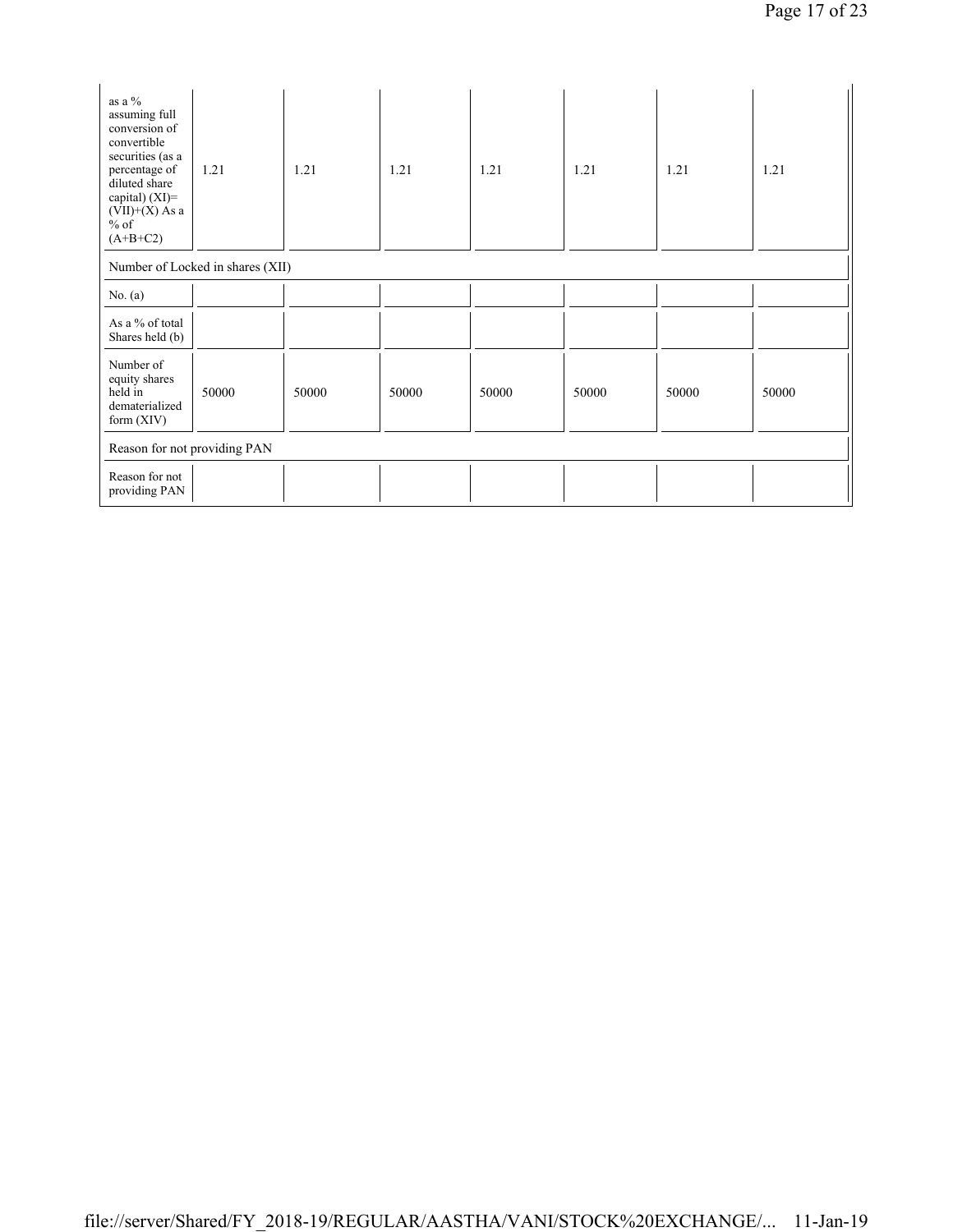| | | | | | | | |
|---|---|---|---|---|---|---|---|
| as a % assuming full conversion of convertible securities (as a percentage of diluted share capital) (XI)= (VII)+(X) As a % of (A+B+C2) | 1.21 | 1.21 | 1.21 | 1.21 | 1.21 | 1.21 | 1.21 |
| Number of Locked in shares (XII) | | | | | | | |
| No. (a) | | | | | | | |
| As a % of total Shares held (b) | | | | | | | |
| Number of equity shares held in dematerialized form (XIV) | 50000 | 50000 | 50000 | 50000 | 50000 | 50000 | 50000 |
| Reason for not providing PAN | | | | | | | |
| Reason for not providing PAN | | | | | | | |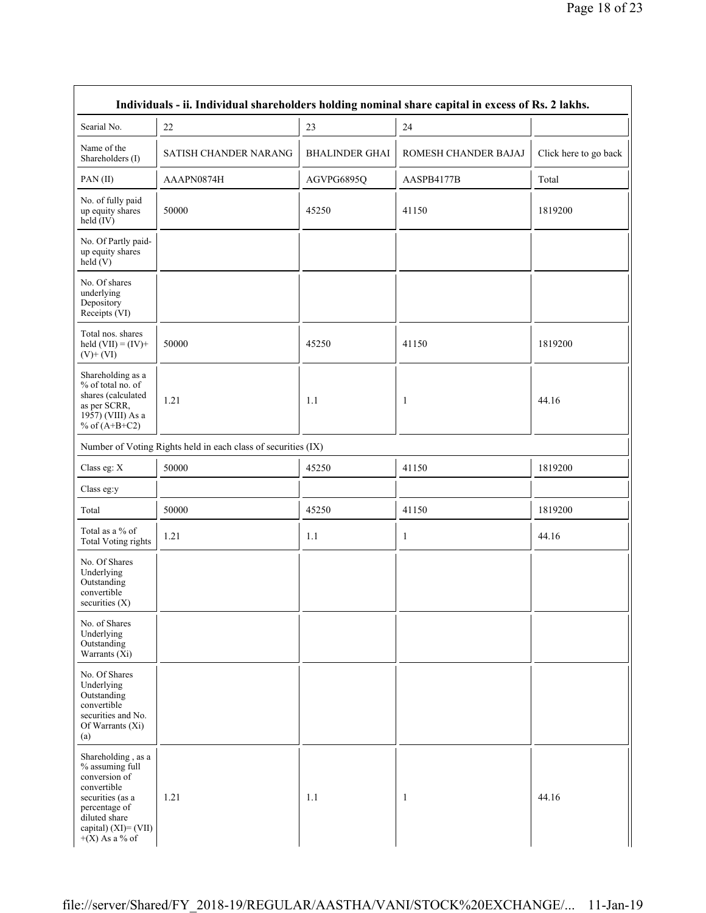| Individuals - ii. Individual shareholders holding nominal share capital in excess of Rs. 2 lakhs. | | | | |
|---|---|---|---|---|
| Searial No. | 22 | 23 | 24 | |
| Name of the Shareholders (I) | SATISH CHANDER NARANG | BHALINDER GHAI | ROMESH CHANDER BAJAJ | Click here to go back |
| PAN (II) | AAAPN0874H | AGVPG6895Q | AASPB4177B | Total |
| No. of fully paid up equity shares held (IV) | 50000 | 45250 | 41150 | 1819200 |
| No. Of Partly paid-up equity shares held (V) | | | | |
| No. Of shares underlying Depository Receipts (VI) | | | | |
| Total nos. shares held (VII) = (IV)+ (V)+ (VI) | 50000 | 45250 | 41150 | 1819200 |
| Shareholding as a % of total no. of shares (calculated as per SCRR, 1957) (VIII) As a % of (A+B+C2) | 1.21 | 1.1 | 1 | 44.16 |
| Number of Voting Rights held in each class of securities (IX) | | | | |
| Class eg: X | 50000 | 45250 | 41150 | 1819200 |
| Class eg:y | | | | |
| Total | 50000 | 45250 | 41150 | 1819200 |
| Total as a % of Total Voting rights | 1.21 | 1.1 | 1 | 44.16 |
| No. Of Shares Underlying Outstanding convertible securities (X) | | | | |
| No. of Shares Underlying Outstanding Warrants (Xi) | | | | |
| No. Of Shares Underlying Outstanding convertible securities and No. Of Warrants (Xi) (a) | | | | |
| Shareholding , as a % assuming full conversion of convertible securities (as a percentage of diluted share capital) (XI)= (VII) +(X) As a % of | 1.21 | 1.1 | 1 | 44.16 |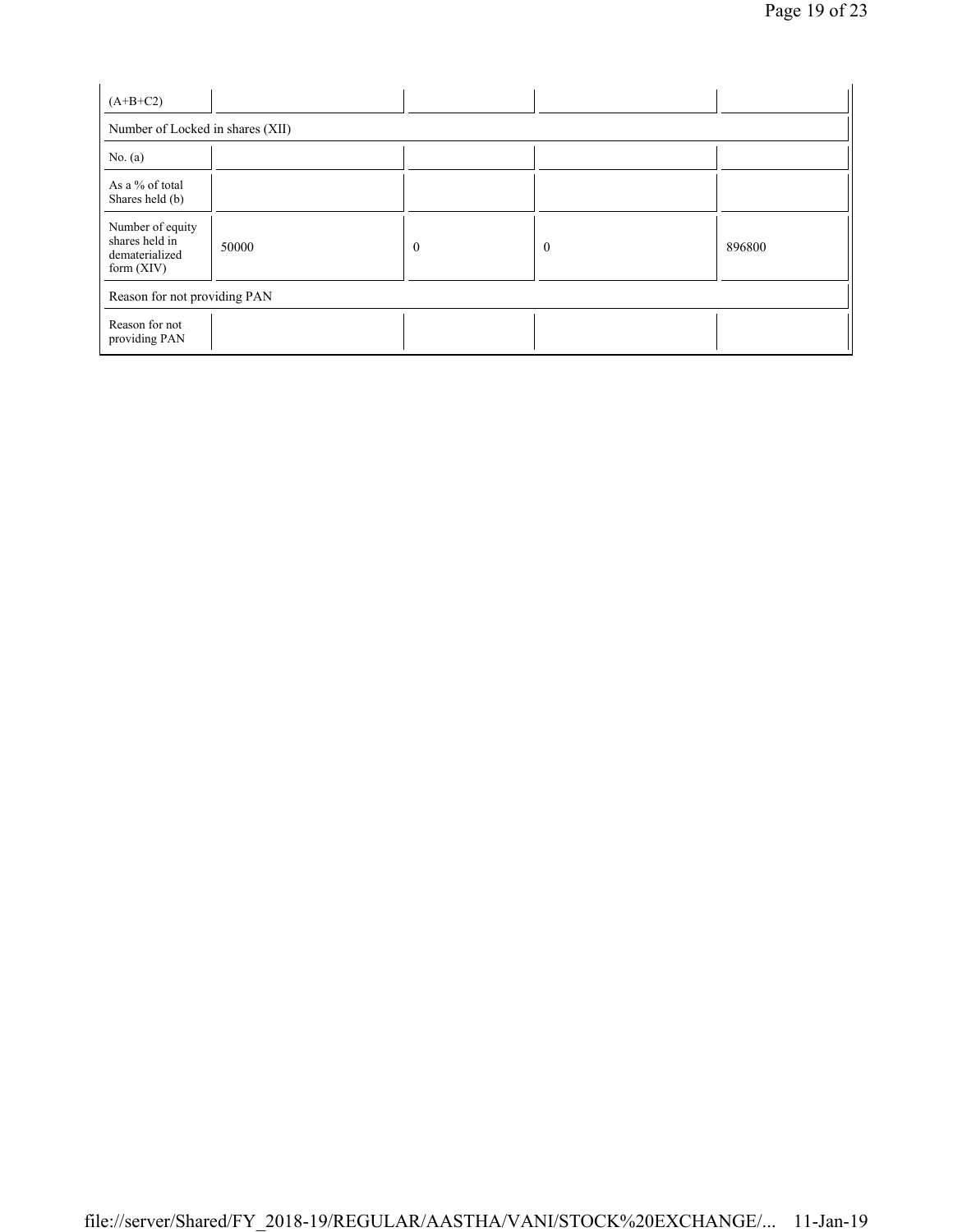| (A+B+C2) | | | | |
|---|---|---|---|---|
| Number of Locked in shares (XII) | | | | |
| No. (a) | | | | |
| As a % of total Shares held (b) | | | | |
| Number of equity shares held in dematerialized form (XIV) | 50000 | 0 | 0 | 896800 |
| Reason for not providing PAN | | | | |
| Reason for not providing PAN | | | | |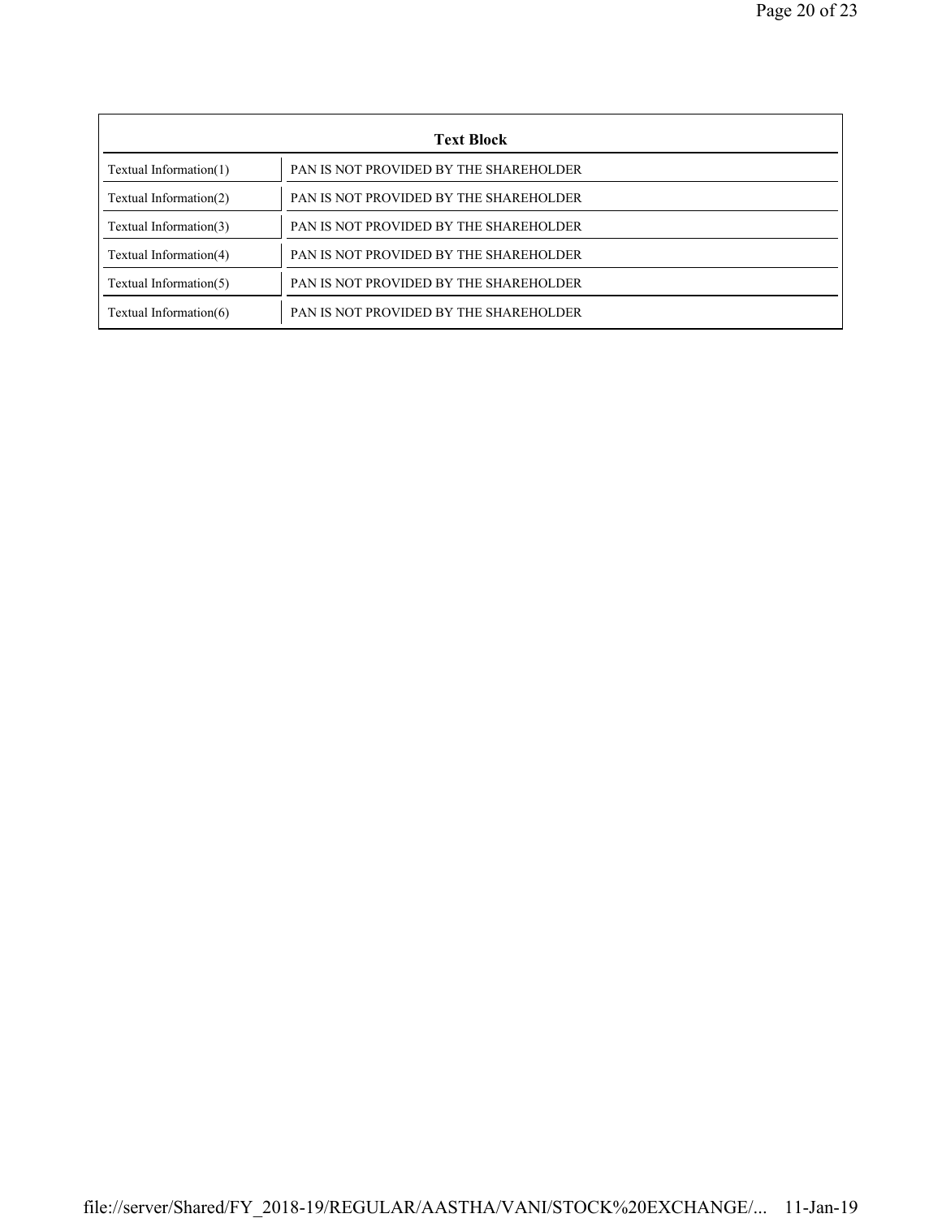| Text Block | |
|---|---|
| Textual Information(1) | PAN IS NOT PROVIDED BY THE SHAREHOLDER |
| Textual Information(2) | PAN IS NOT PROVIDED BY THE SHAREHOLDER |
| Textual Information(3) | PAN IS NOT PROVIDED BY THE SHAREHOLDER |
| Textual Information(4) | PAN IS NOT PROVIDED BY THE SHAREHOLDER |
| Textual Information(5) | PAN IS NOT PROVIDED BY THE SHAREHOLDER |
| Textual Information(6) | PAN IS NOT PROVIDED BY THE SHAREHOLDER |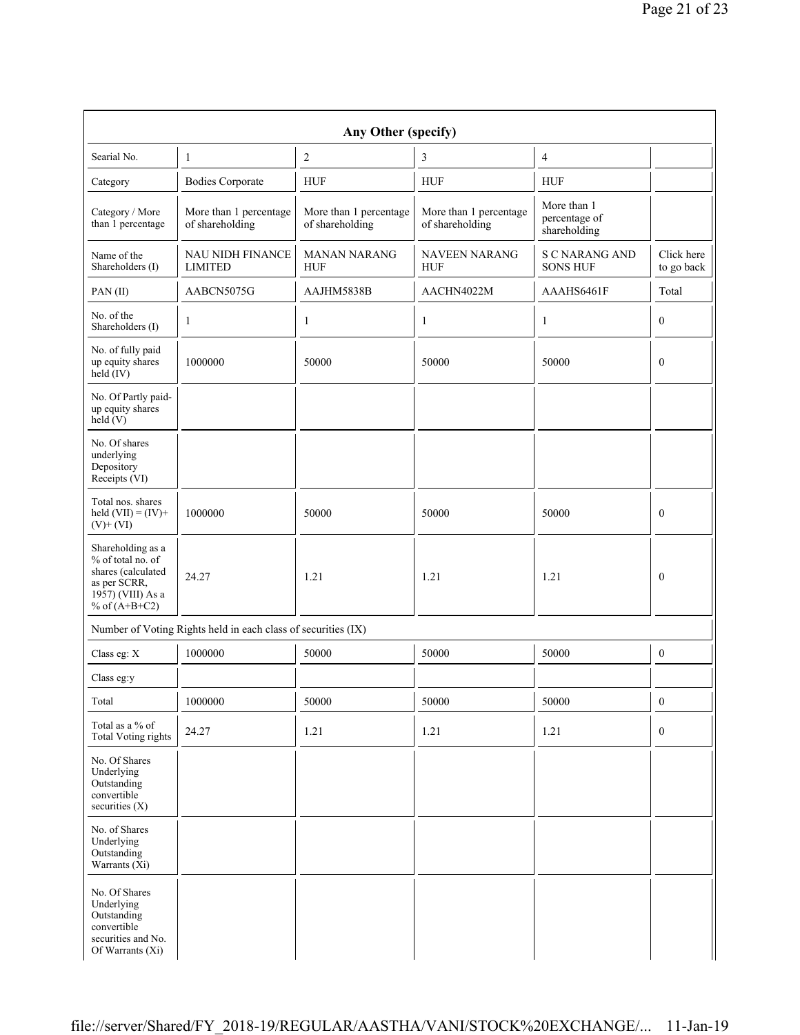| Any Other (specify) | | | | | |
|---|---|---|---|---|---|
| Searial No. | 1 | 2 | 3 | 4 | |
| Category | Bodies Corporate | HUF | HUF | HUF | |
| Category / More than 1 percentage | More than 1 percentage of shareholding | More than 1 percentage of shareholding | More than 1 percentage of shareholding | More than 1 percentage of shareholding | |
| Name of the Shareholders (I) | NAU NIDH FINANCE LIMITED | MANAN NARANG HUF | NAVEEN NARANG HUF | S C NARANG AND SONS HUF | Click here to go back |
| PAN (II) | AABCN5075G | AAJHM5838B | AACHN4022M | AAAHS6461F | Total |
| No. of the Shareholders (I) | 1 | 1 | 1 | 1 | 0 |
| No. of fully paid up equity shares held (IV) | 1000000 | 50000 | 50000 | 50000 | 0 |
| No. Of Partly paid-up equity shares held (V) | | | | | |
| No. Of shares underlying Depository Receipts (VI) | | | | | |
| Total nos. shares held (VII) = (IV)+(V)+ (VI) | 1000000 | 50000 | 50000 | 50000 | 0 |
| Shareholding as a % of total no. of shares (calculated as per SCRR, 1957) (VIII) As a % of (A+B+C2) | 24.27 | 1.21 | 1.21 | 1.21 | 0 |
| Number of Voting Rights held in each class of securities (IX) | | | | | |
| Class eg: X | 1000000 | 50000 | 50000 | 50000 | 0 |
| Class eg:y | | | | | |
| Total | 1000000 | 50000 | 50000 | 50000 | 0 |
| Total as a % of Total Voting rights | 24.27 | 1.21 | 1.21 | 1.21 | 0 |
| No. Of Shares Underlying Outstanding convertible securities (X) | | | | | |
| No. of Shares Underlying Outstanding Warrants (Xi) | | | | | |
| No. Of Shares Underlying Outstanding convertible securities and No. Of Warrants (Xi) | | | | | |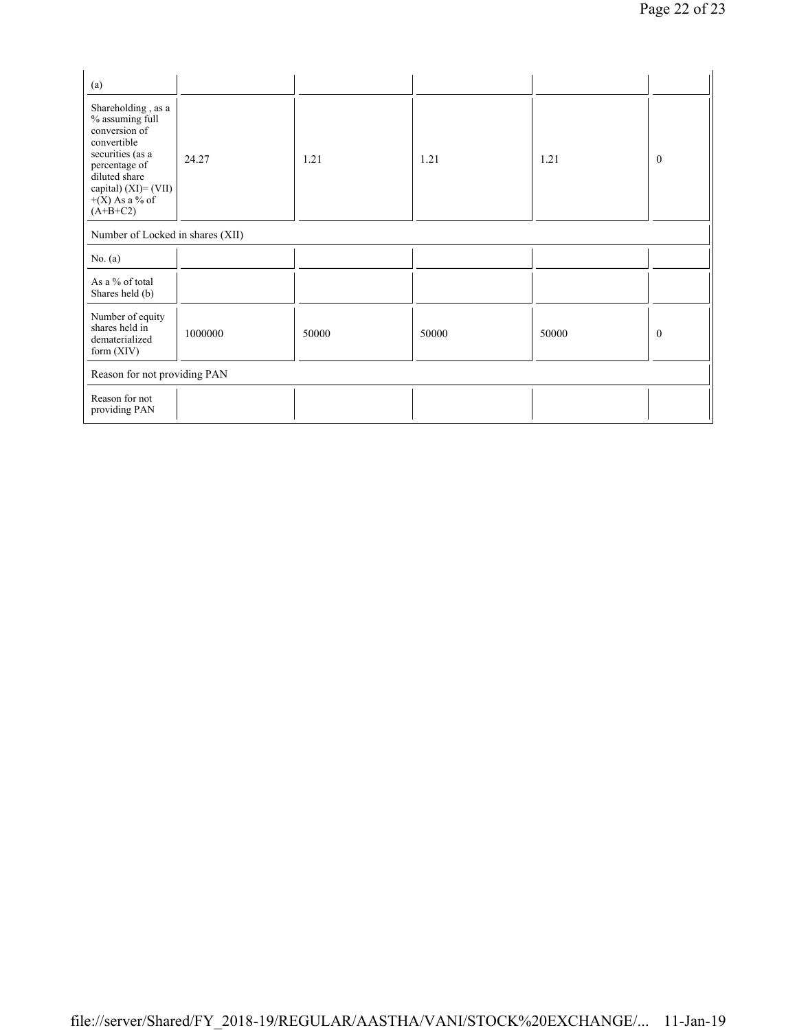| (a) | | | | | |
|---|---|---|---|---|---|
| Shareholding , as a % assuming full conversion of convertible securities (as a percentage of diluted share capital) (XI)= (VII)+(X) As a % of (A+B+C2) | 24.27 | 1.21 | 1.21 | 1.21 | 0 |
| Number of Locked in shares (XII) | | | | | |
| No. (a) | | | | | |
| As a % of total Shares held (b) | | | | | |
| Number of equity shares held in dematerialized form (XIV) | 1000000 | 50000 | 50000 | 50000 | 0 |
| Reason for not providing PAN | | | | | |
| Reason for not providing PAN | | | | | |